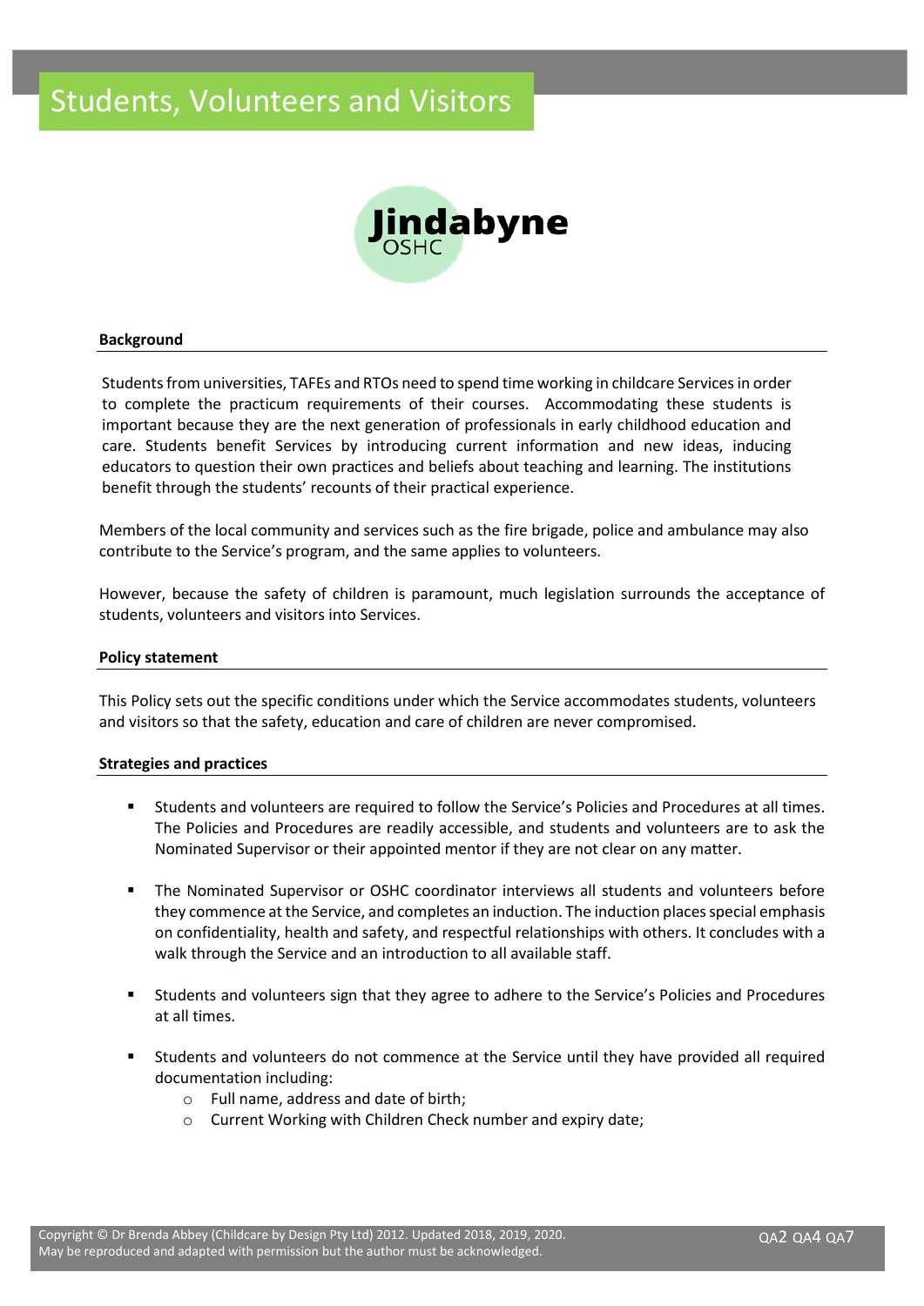# Students, Volunteers and Visitors

Jindabyne OSHC

## Background

Students from universities, TAFEs and RTOs need to spend time working in childcare Services in order to complete the practicum requirements of their courses. Accommodating these students is important because they are the next generation of professionals in early childhood education and care. Students benefit Services by introducing current information and new ideas, inducing educators to question their own practices and beliefs about teaching and learning. The institutions benefit through the students' recounts of their practical experience.

Members of the local community and services such as the fire brigade, police and ambulance may also contribute to the Service's program, and the same applies to volunteers.

However, because the safety of children is paramount, much legislation surrounds the acceptance of students, volunteers and visitors into Services.

## Policy statement

This Policy sets out the specific conditions under which the Service accommodates students, volunteers and visitors so that the safety, education and care of children are never compromised.

## Strategies and practices

- Students and volunteers are required to follow the Service's Policies and Procedures at all times. The Policies and Procedures are readily accessible, and students and volunteers are to ask the Nominated Supervisor or their appointed mentor if they are not clear on any matter.
- The Nominated Supervisor or OSHC coordinator interviews all students and volunteers before they commence at the Service, and completes an induction. The induction places special emphasis on confidentiality, health and safety, and respectful relationships with others. It concludes with a walk through the Service and an introduction to all available staff.
- Students and volunteers sign that they agree to adhere to the Service's Policies and Procedures at all times.
- Students and volunteers do not commence at the Service until they have provided all required documentation including:
  - Full name, address and date of birth;
  - Current Working with Children Check number and expiry date;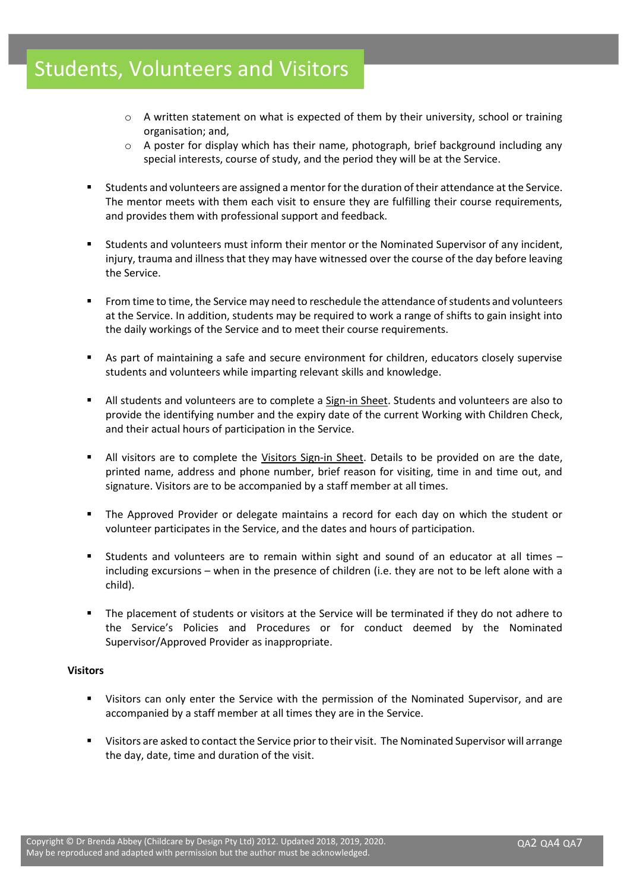- A written statement on what is expected of them by their university, school or training organisation; and,
    - A poster for display which has their name, photograph, brief background including any special interests, course of study, and the period they will be at the Service.

- Students and volunteers are assigned a mentor for the duration of their attendance at the Service. The mentor meets with them each visit to ensure they are fulfilling their course requirements, and provides them with professional support and feedback.

- Students and volunteers must inform their mentor or the Nominated Supervisor of any incident, injury, trauma and illness that they may have witnessed over the course of the day before leaving the Service.

- From time to time, the Service may need to reschedule the attendance of students and volunteers at the Service. In addition, students may be required to work a range of shifts to gain insight into the daily workings of the Service and to meet their course requirements.

- As part of maintaining a safe and secure environment for children, educators closely supervise students and volunteers while imparting relevant skills and knowledge.

- All students and volunteers are to complete a Sign-in Sheet. Students and volunteers are also to provide the identifying number and the expiry date of the current Working with Children Check, and their actual hours of participation in the Service.

- All visitors are to complete the Visitors Sign-in Sheet. Details to be provided on are the date, printed name, address and phone number, brief reason for visiting, time in and time out, and signature. Visitors are to be accompanied by a staff member at all times.

- The Approved Provider or delegate maintains a record for each day on which the student or volunteer participates in the Service, and the dates and hours of participation.

- Students and volunteers are to remain within sight and sound of an educator at all times – including excursions – when in the presence of children (i.e. they are not to be left alone with a child).

- The placement of students or visitors at the Service will be terminated if they do not adhere to the Service's Policies and Procedures or for conduct deemed by the Nominated Supervisor/Approved Provider as inappropriate.

**Visitors**

- Visitors can only enter the Service with the permission of the Nominated Supervisor, and are accompanied by a staff member at all times they are in the Service.

- Visitors are asked to contact the Service prior to their visit. The Nominated Supervisor will arrange the day, date, time and duration of the visit.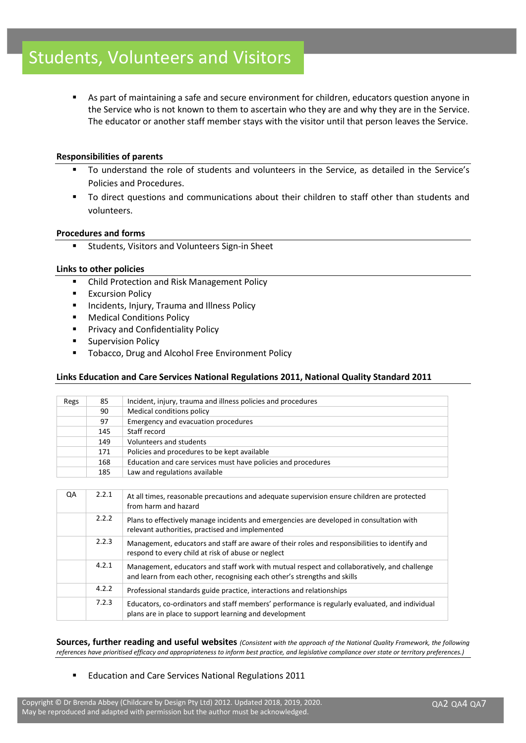# Students, Volunteers and Visitors

- As part of maintaining a safe and secure environment for children, educators question anyone in the Service who is not known to them to ascertain who they are and why they are in the Service. The educator or another staff member stays with the visitor until that person leaves the Service.

### Responsibilities of parents

- To understand the role of students and volunteers in the Service, as detailed in the Service's Policies and Procedures.
- To direct questions and communications about their children to staff other than students and volunteers.

### Procedures and forms

- Students, Visitors and Volunteers Sign-in Sheet

### Links to other policies

- Child Protection and Risk Management Policy
- Excursion Policy
- Incidents, Injury, Trauma and Illness Policy
- Medical Conditions Policy
- Privacy and Confidentiality Policy
- Supervision Policy
- Tobacco, Drug and Alcohol Free Environment Policy

### Links Education and Care Services National Regulations 2011, National Quality Standard 2011

| Regs | 85 | Incident, injury, trauma and illness policies and procedures |
|---|---|---|
| | 90 | Medical conditions policy |
| | 97 | Emergency and evacuation procedures |
| | 145 | Staff record |
| | 149 | Volunteers and students |
| | 171 | Policies and procedures to be kept available |
| | 168 | Education and care services must have policies and procedures |
| | 185 | Law and regulations available |

| QA | 2.2.1 | At all times, reasonable precautions and adequate supervision ensure children are protected from harm and hazard |
|---|---|---|
| | 2.2.2 | Plans to effectively manage incidents and emergencies are developed in consultation with relevant authorities, practised and implemented |
| | 2.2.3 | Management, educators and staff are aware of their roles and responsibilities to identify and respond to every child at risk of abuse or neglect |
| | 4.2.1 | Management, educators and staff work with mutual respect and collaboratively, and challenge and learn from each other, recognising each other's strengths and skills |
| | 4.2.2 | Professional standards guide practice, interactions and relationships |
| | 7.2.3 | Educators, co-ordinators and staff members' performance is regularly evaluated, and individual plans are in place to support learning and development |

### Sources, further reading and useful websites *(Consistent with the approach of the National Quality Framework, the following references have prioritised efficacy and appropriateness to inform best practice, and legislative compliance over state or territory preferences.)*

- Education and Care Services National Regulations 2011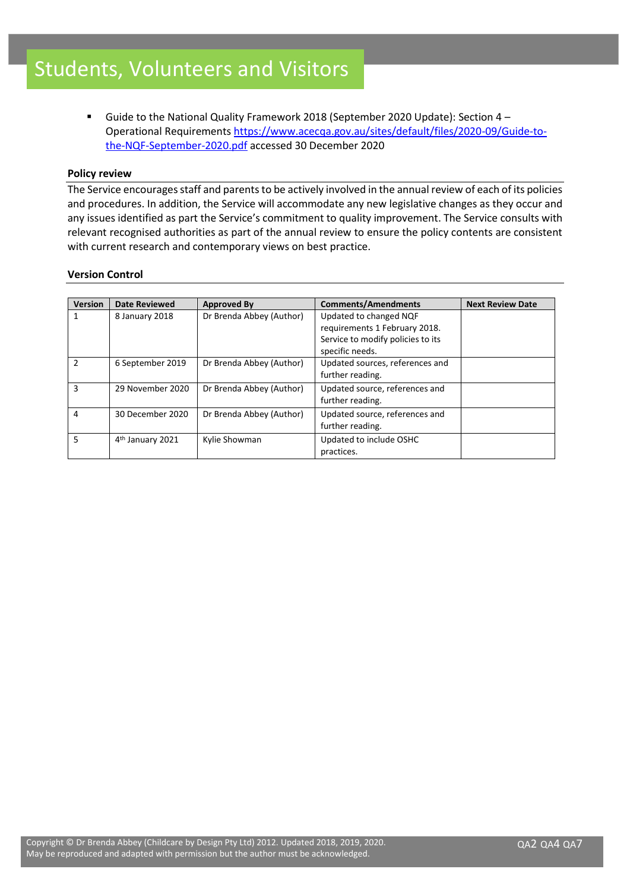# Students, Volunteers and Visitors

- Guide to the National Quality Framework 2018 (September 2020 Update): Section 4 – Operational Requirements https://www.acecqa.gov.au/sites/default/files/2020-09/Guide-to-the-NQF-September-2020.pdf accessed 30 December 2020

**Policy review**

The Service encourages staff and parents to be actively involved in the annual review of each of its policies and procedures. In addition, the Service will accommodate any new legislative changes as they occur and any issues identified as part the Service's commitment to quality improvement. The Service consults with relevant recognised authorities as part of the annual review to ensure the policy contents are consistent with current research and contemporary views on best practice.

**Version Control**

| Version | Date Reviewed | Approved By | Comments/Amendments | Next Review Date |
|---|---|---|---|---|
| 1 | 8 January 2018 | Dr Brenda Abbey (Author) | Updated to changed NQF requirements 1 February 2018. Service to modify policies to its specific needs. | |
| 2 | 6 September 2019 | Dr Brenda Abbey (Author) | Updated sources, references and further reading. | |
| 3 | 29 November 2020 | Dr Brenda Abbey (Author) | Updated source, references and further reading. | |
| 4 | 30 December 2020 | Dr Brenda Abbey (Author) | Updated source, references and further reading. | |
| 5 | 4th January 2021 | Kylie Showman | Updated to include OSHC practices. | |

Copyright © Dr Brenda Abbey (Childcare by Design Pty Ltd) 2012. Updated 2018, 2019, 2020.
May be reproduced and adapted with permission but the author must be acknowledged.

QA2 QA4 QA7